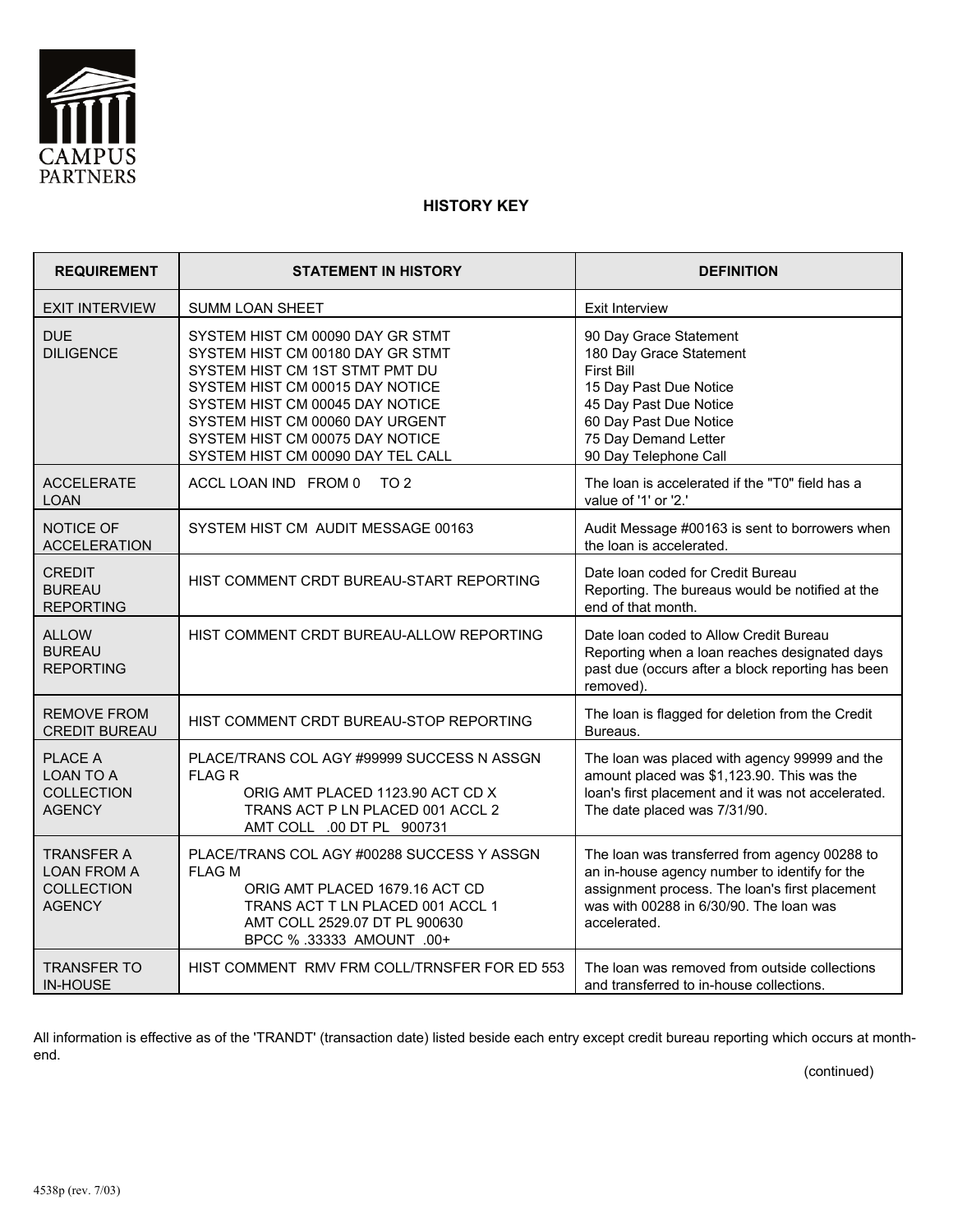CAMPUS PARTNERS

## HISTORY KEY

| REQUIREMENT | STATEMENT IN HISTORY | DEFINITION |
|---|---|---|
| EXIT INTERVIEW | SUMM LOAN SHEET | Exit Interview |
| DUE DILIGENCE | SYSTEM HIST CM 00090 DAY GR STMT<br>SYSTEM HIST CM 00180 DAY GR STMT<br>SYSTEM HIST CM 1ST STMT PMT DU<br>SYSTEM HIST CM 00015 DAY NOTICE<br>SYSTEM HIST CM 00045 DAY NOTICE<br>SYSTEM HIST CM 00060 DAY URGENT<br>SYSTEM HIST CM 00075 DAY NOTICE<br>SYSTEM HIST CM 00090 DAY TEL CALL | 90 Day Grace Statement<br>180 Day Grace Statement<br>First Bill<br>15 Day Past Due Notice<br>45 Day Past Due Notice<br>60 Day Past Due Notice<br>75 Day Demand Letter<br>90 Day Telephone Call |
| ACCELERATE LOAN | ACCL LOAN IND FROM 0 TO 2 | The loan is accelerated if the "T0" field has a value of '1' or '2.' |
| NOTICE OF ACCELERATION | SYSTEM HIST CM AUDIT MESSAGE 00163 | Audit Message #00163 is sent to borrowers when the loan is accelerated. |
| CREDIT BUREAU REPORTING | HIST COMMENT CRDT BUREAU-START REPORTING | Date loan coded for Credit Bureau Reporting. The bureaus would be notified at the end of that month. |
| ALLOW BUREAU REPORTING | HIST COMMENT CRDT BUREAU-ALLOW REPORTING | Date loan coded to Allow Credit Bureau Reporting when a loan reaches designated days past due (occurs after a block reporting has been removed). |
| REMOVE FROM CREDIT BUREAU | HIST COMMENT CRDT BUREAU-STOP REPORTING | The loan is flagged for deletion from the Credit Bureaus. |
| PLACE A LOAN TO A COLLECTION AGENCY | PLACE/TRANS COL AGY #99999 SUCCESS N ASSGN FLAG R<br>ORIG AMT PLACED 1123.90 ACT CD X<br>TRANS ACT P LN PLACED 001 ACCL 2<br>AMT COLL .00 DT PL 900731 | The loan was placed with agency 99999 and the amount placed was $1,123.90. This was the loan's first placement and it was not accelerated. The date placed was 7/31/90. |
| TRANSFER A LOAN FROM A COLLECTION AGENCY | PLACE/TRANS COL AGY #00288 SUCCESS Y ASSGN FLAG M<br>ORIG AMT PLACED 1679.16 ACT CD<br>TRANS ACT T LN PLACED 001 ACCL 1<br>AMT COLL 2529.07 DT PL 900630<br>BPCC % .33333 AMOUNT .00+ | The loan was transferred from agency 00288 to an in-house agency number to identify for the assignment process. The loan's first placement was with 00288 in 6/30/90. The loan was accelerated. |
| TRANSFER TO IN-HOUSE | HIST COMMENT RMV FRM COLL/TRNSFER FOR ED 553 | The loan was removed from outside collections and transferred to in-house collections. |

All information is effective as of the 'TRANDT' (transaction date) listed beside each entry except credit bureau reporting which occurs at month-end.

(continued)

4538p (rev. 7/03)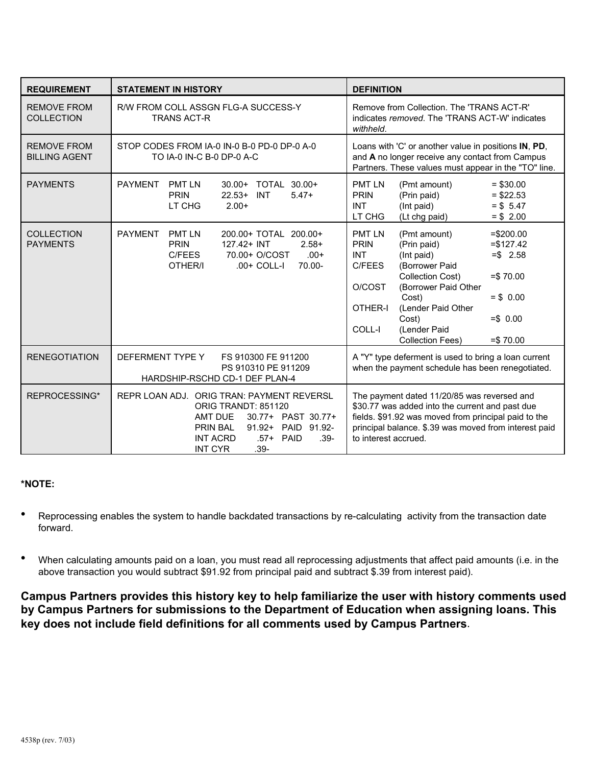| REQUIREMENT | STATEMENT IN HISTORY | DEFINITION |
|---|---|---|
| REMOVE FROM COLLECTION | R/W FROM COLL ASSGN FLG-A SUCCESS-Y<br>TRANS ACT-R | Remove from Collection. The 'TRANS ACT-R' indicates *removed*. The 'TRANS ACT-W' indicates *withheld*. |
| REMOVE FROM BILLING AGENT | STOP CODES FROM IA-0 IN-0 B-0 PD-0 DP-0 A-0<br>TO IA-0 IN-C B-0 DP-0 A-C | Loans with 'C' or another value in positions **IN**, **PD**, and **A** no longer receive any contact from Campus Partners. These values must appear in the "TO" line. |
| PAYMENTS | PAYMENT PMT LN 30.00+ TOTAL 30.00+<br>PRIN 22.53+ INT 5.47+<br>LT CHG 2.00+ | PMT LN (Pmt amount) = $30.00<br>PRIN (Prin paid) = $22.53<br>INT (Int paid) = $ 5.47<br>LT CHG (Lt chg paid) = $ 2.00 |
| COLLECTION PAYMENTS | PAYMENT PMT LN 200.00+ TOTAL 200.00+<br>PRIN 127.42+ INT 2.58+<br>C/FEES 70.00+ O/COST .00+<br>OTHER/I .00+ COLL-I 70.00- | PMT LN (Pmt amount) =$200.00<br>PRIN (Prin paid) =$127.42<br>INT (Int paid) =$ 2.58<br>C/FEES (Borrower Paid Collection Cost) =$ 70.00<br>O/COST (Borrower Paid Other Cost) = $ 0.00<br>OTHER-I (Lender Paid Other Cost) =$ 0.00<br>COLL-I (Lender Paid Collection Fees) =$ 70.00 |
| RENEGOTIATION | DEFERMENT TYPE Y FS 910300 FE 911200<br>PS 910310 PE 911209<br>HARDSHIP-RSCHD CD-1 DEF PLAN-4 | A "Y" type deferment is used to bring a loan current when the payment schedule has been renegotiated. |
| REPROCESSING* | REPR LOAN ADJ. ORIG TRAN: PAYMENT REVERSL<br>ORIG TRANDT: 851120<br>AMT DUE 30.77+ PAST 30.77+<br>PRIN BAL 91.92+ PAID 91.92-<br>INT ACRD .57+ PAID .39-<br>INT CYR .39- | The payment dated 11/20/85 was reversed and $30.77 was added into the current and past due fields. $91.92 was moved from principal paid to the principal balance. $.39 was moved from interest paid to interest accrued. |

**\*NOTE:**

- Reprocessing enables the system to handle backdated transactions by re-calculating activity from the transaction date forward.
- When calculating amounts paid on a loan, you must read all reprocessing adjustments that affect paid amounts (i.e. in the above transaction you would subtract $91.92 from principal paid and subtract $.39 from interest paid).

**Campus Partners provides this history key to help familiarize the user with history comments used by Campus Partners for submissions to the Department of Education when assigning loans. This key does not include field definitions for all comments used by Campus Partners**.

4538p (rev. 7/03)